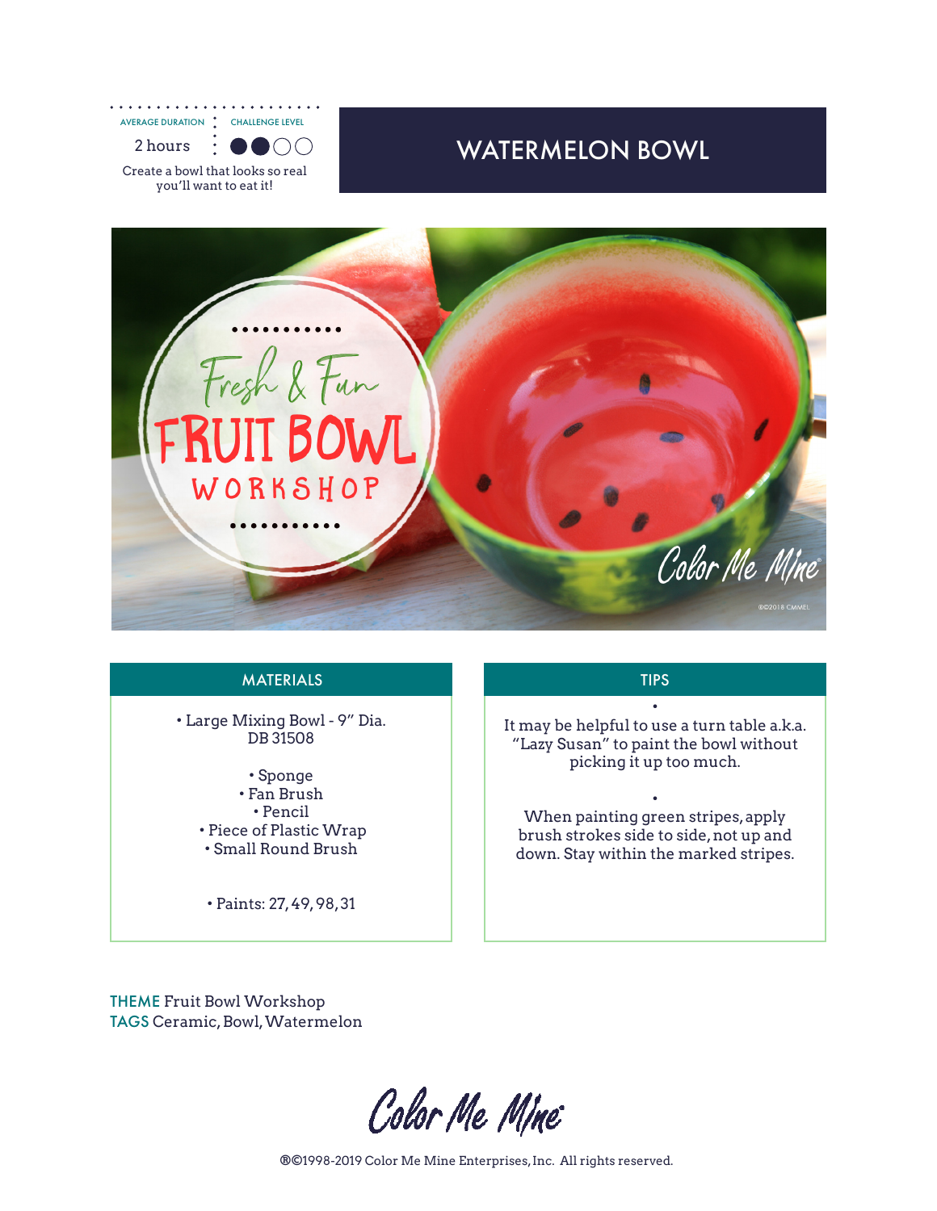AVERAGE DURATION: 2 hours

CHALLENGE LEVEL: ●●○○

Create a bowl that looks so real you'll want to eat it!

# WATERMELON BOWL

## MATERIALS

- Large Mixing Bowl - 9" Dia. DB 31508
- Sponge
- Fan Brush
- Pencil
- Piece of Plastic Wrap
- Small Round Brush
- Paints: 27, 49, 98, 31

## TIPS

- It may be helpful to use a turn table a.k.a. "Lazy Susan" to paint the bowl without picking it up too much.
- When painting green stripes, apply brush strokes side to side, not up and down. Stay within the marked stripes.

**THEME** Fruit Bowl Workshop

**TAGS** Ceramic, Bowl, Watermelon

Color Me Mine

®©1998-2019 Color Me Mine Enterprises, Inc. All rights reserved.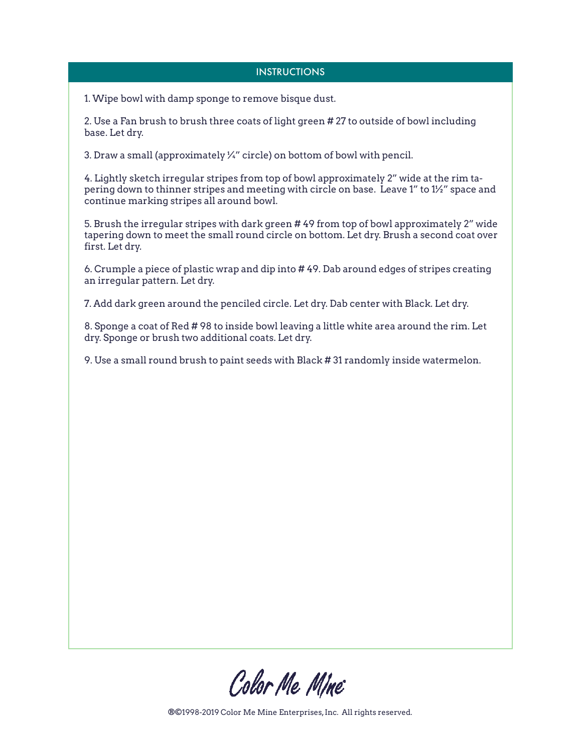## INSTRUCTIONS

1. Wipe bowl with damp sponge to remove bisque dust.

2. Use a Fan brush to brush three coats of light green # 27 to outside of bowl including base. Let dry.

3. Draw a small (approximately ¼" circle) on bottom of bowl with pencil.

4. Lightly sketch irregular stripes from top of bowl approximately 2" wide at the rim tapering down to thinner stripes and meeting with circle on base. Leave 1" to 1½" space and continue marking stripes all around bowl.

5. Brush the irregular stripes with dark green # 49 from top of bowl approximately 2" wide tapering down to meet the small round circle on bottom. Let dry. Brush a second coat over first. Let dry.

6. Crumple a piece of plastic wrap and dip into # 49. Dab around edges of stripes creating an irregular pattern. Let dry.

7. Add dark green around the penciled circle. Let dry. Dab center with Black. Let dry.

8. Sponge a coat of Red # 98 to inside bowl leaving a little white area around the rim. Let dry. Sponge or brush two additional coats. Let dry.

9. Use a small round brush to paint seeds with Black # 31 randomly inside watermelon.

Color Me Mine

®©1998-2019 Color Me Mine Enterprises, Inc. All rights reserved.